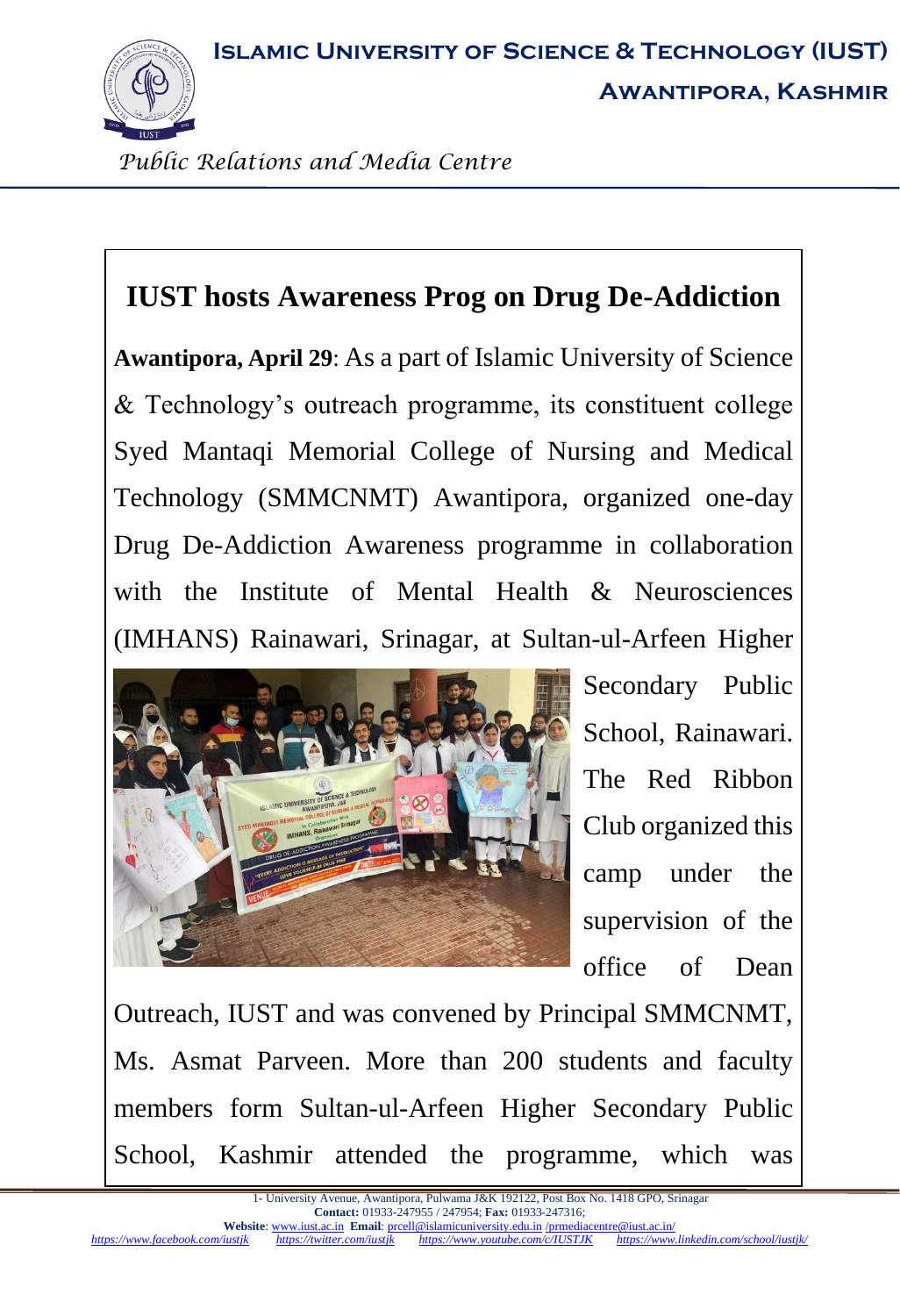# IUST hosts Awareness Prog on Drug De-Addiction

**Awantipora, April 29**: As a part of Islamic University of Science & Technology's outreach programme, its constituent college Syed Mantaqi Memorial College of Nursing and Medical Technology (SMMCNMT) Awantipora, organized one-day Drug De-Addiction Awareness programme in collaboration with the Institute of Mental Health & Neurosciences (IMHANS) Rainawari, Srinagar, at Sultan-ul-Arfeen Higher Secondary Public School, Rainawari. The Red Ribbon Club organized this camp under the supervision of the office of Dean Outreach, IUST and was convened by Principal SMMCNMT, Ms. Asmat Parveen. More than 200 students and faculty members form Sultan-ul-Arfeen Higher Secondary Public School, Kashmir attended the programme, which was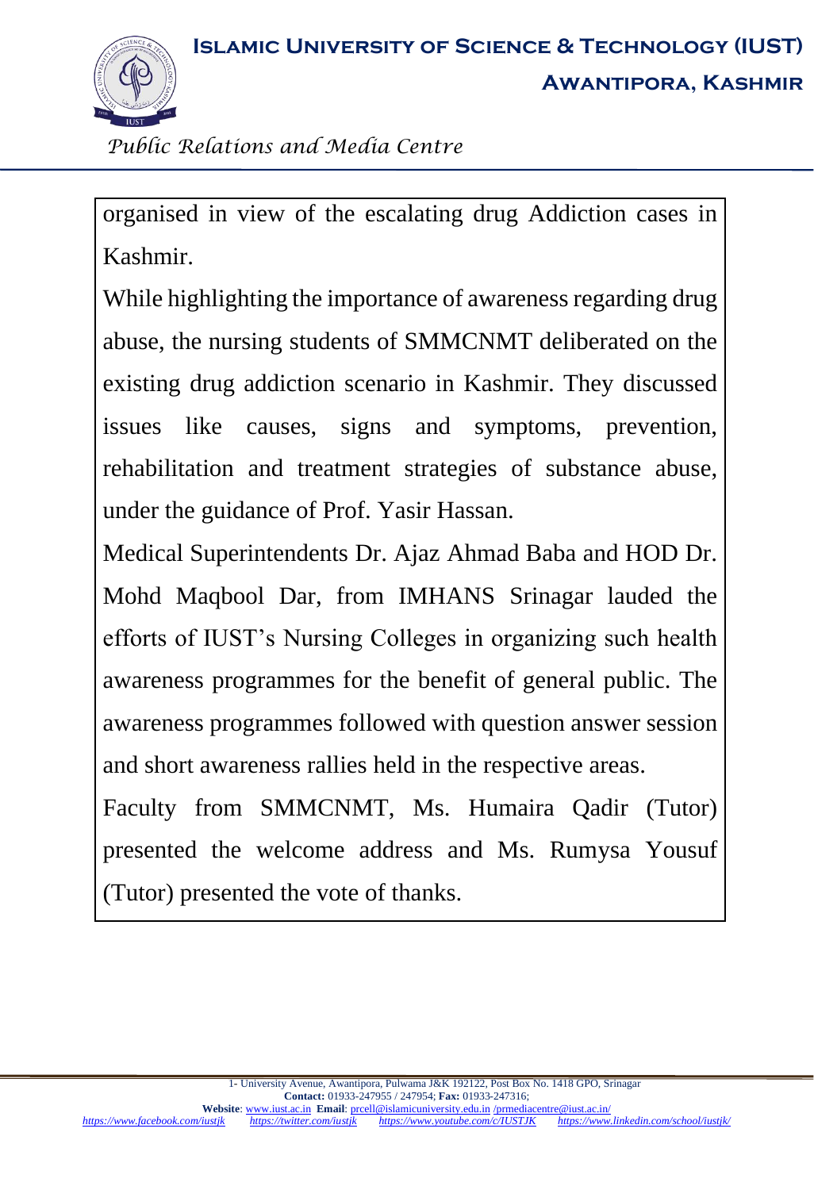organised in view of the escalating drug Addiction cases in Kashmir.

While highlighting the importance of awareness regarding drug abuse, the nursing students of SMMCNMT deliberated on the existing drug addiction scenario in Kashmir. They discussed issues like causes, signs and symptoms, prevention, rehabilitation and treatment strategies of substance abuse, under the guidance of Prof. Yasir Hassan.

Medical Superintendents Dr. Ajaz Ahmad Baba and HOD Dr. Mohd Maqbool Dar, from IMHANS Srinagar lauded the efforts of IUST's Nursing Colleges in organizing such health awareness programmes for the benefit of general public. The awareness programmes followed with question answer session and short awareness rallies held in the respective areas.

Faculty from SMMCNMT, Ms. Humaira Qadir (Tutor) presented the welcome address and Ms. Rumysa Yousuf (Tutor) presented the vote of thanks.